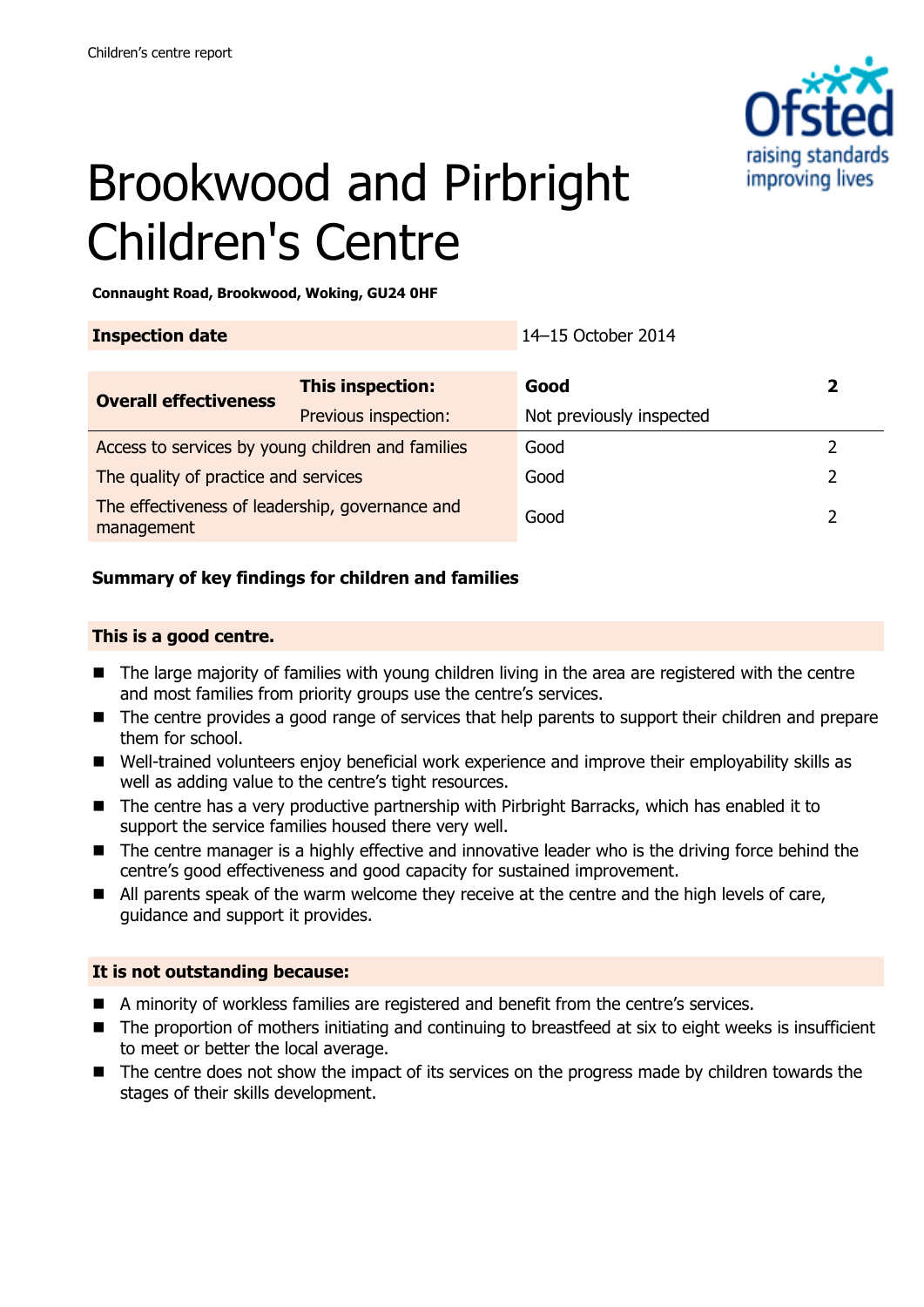Children's centre report

# Brookwood and Pirbright Children's Centre

**Connaught Road, Brookwood, Woking, GU24 0HF**

| **Inspection date** | | 14–15 October 2014 | |
|---|---|---|---|
| **Overall effectiveness** | **This inspection:** | **Good** | **2** |
| | Previous inspection: | Not previously inspected | |
| Access to services by young children and families | | Good | 2 |
| The quality of practice and services | | Good | 2 |
| The effectiveness of leadership, governance and management | | Good | 2 |

**Summary of key findings for children and families**

**This is a good centre.**

- The large majority of families with young children living in the area are registered with the centre and most families from priority groups use the centre's services.
- The centre provides a good range of services that help parents to support their children and prepare them for school.
- Well-trained volunteers enjoy beneficial work experience and improve their employability skills as well as adding value to the centre's tight resources.
- The centre has a very productive partnership with Pirbright Barracks, which has enabled it to support the service families housed there very well.
- The centre manager is a highly effective and innovative leader who is the driving force behind the centre's good effectiveness and good capacity for sustained improvement.
- All parents speak of the warm welcome they receive at the centre and the high levels of care, guidance and support it provides.

**It is not outstanding because:**

- A minority of workless families are registered and benefit from the centre's services.
- The proportion of mothers initiating and continuing to breastfeed at six to eight weeks is insufficient to meet or better the local average.
- The centre does not show the impact of its services on the progress made by children towards the stages of their skills development.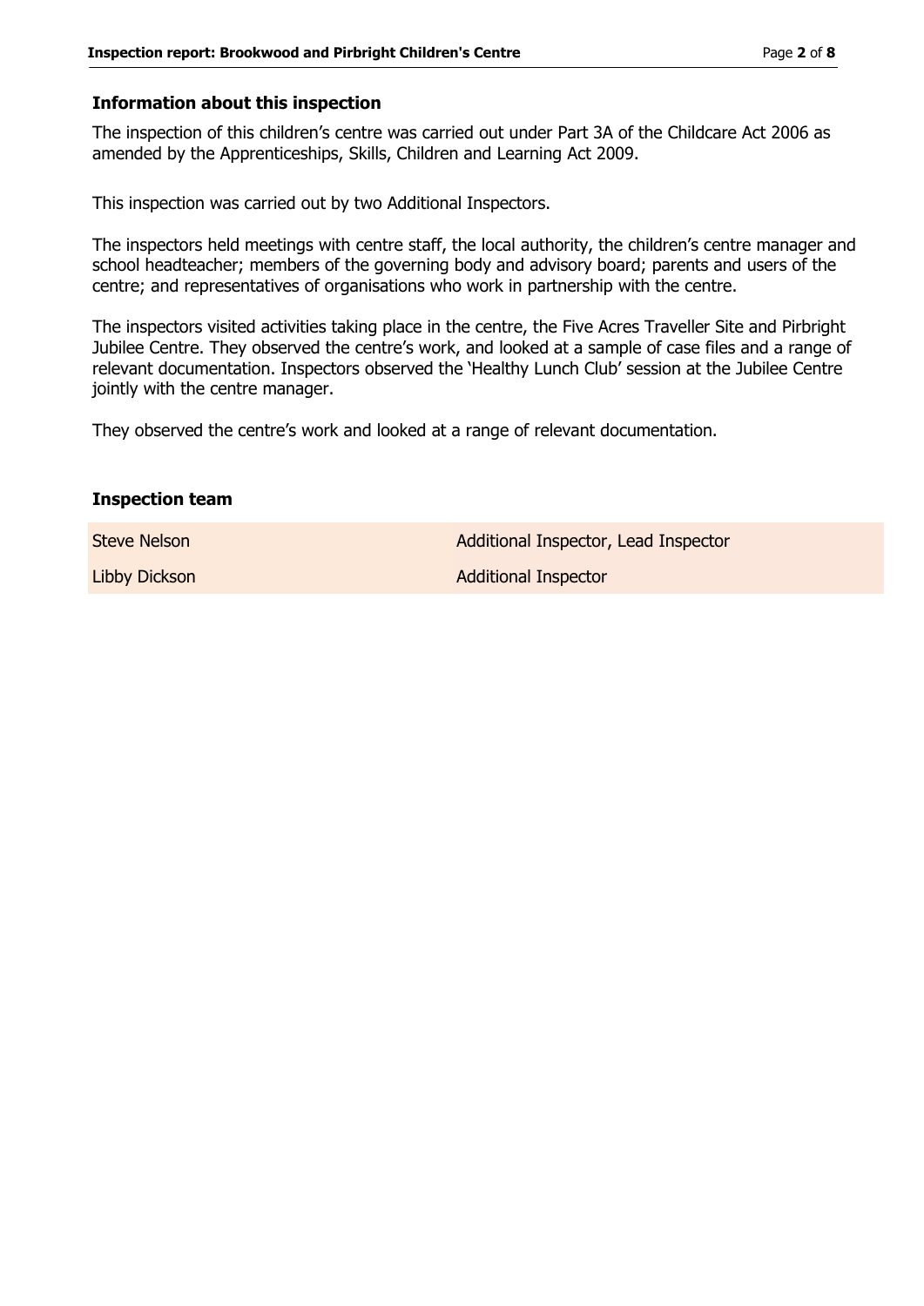## Information about this inspection

The inspection of this children's centre was carried out under Part 3A of the Childcare Act 2006 as amended by the Apprenticeships, Skills, Children and Learning Act 2009.

This inspection was carried out by two Additional Inspectors.

The inspectors held meetings with centre staff, the local authority, the children's centre manager and school headteacher; members of the governing body and advisory board; parents and users of the centre; and representatives of organisations who work in partnership with the centre.

The inspectors visited activities taking place in the centre, the Five Acres Traveller Site and Pirbright Jubilee Centre. They observed the centre's work, and looked at a sample of case files and a range of relevant documentation. Inspectors observed the 'Healthy Lunch Club' session at the Jubilee Centre jointly with the centre manager.

They observed the centre's work and looked at a range of relevant documentation.

## Inspection team

| | |
|---|---|
| Steve Nelson | Additional Inspector, Lead Inspector |
| Libby Dickson | Additional Inspector |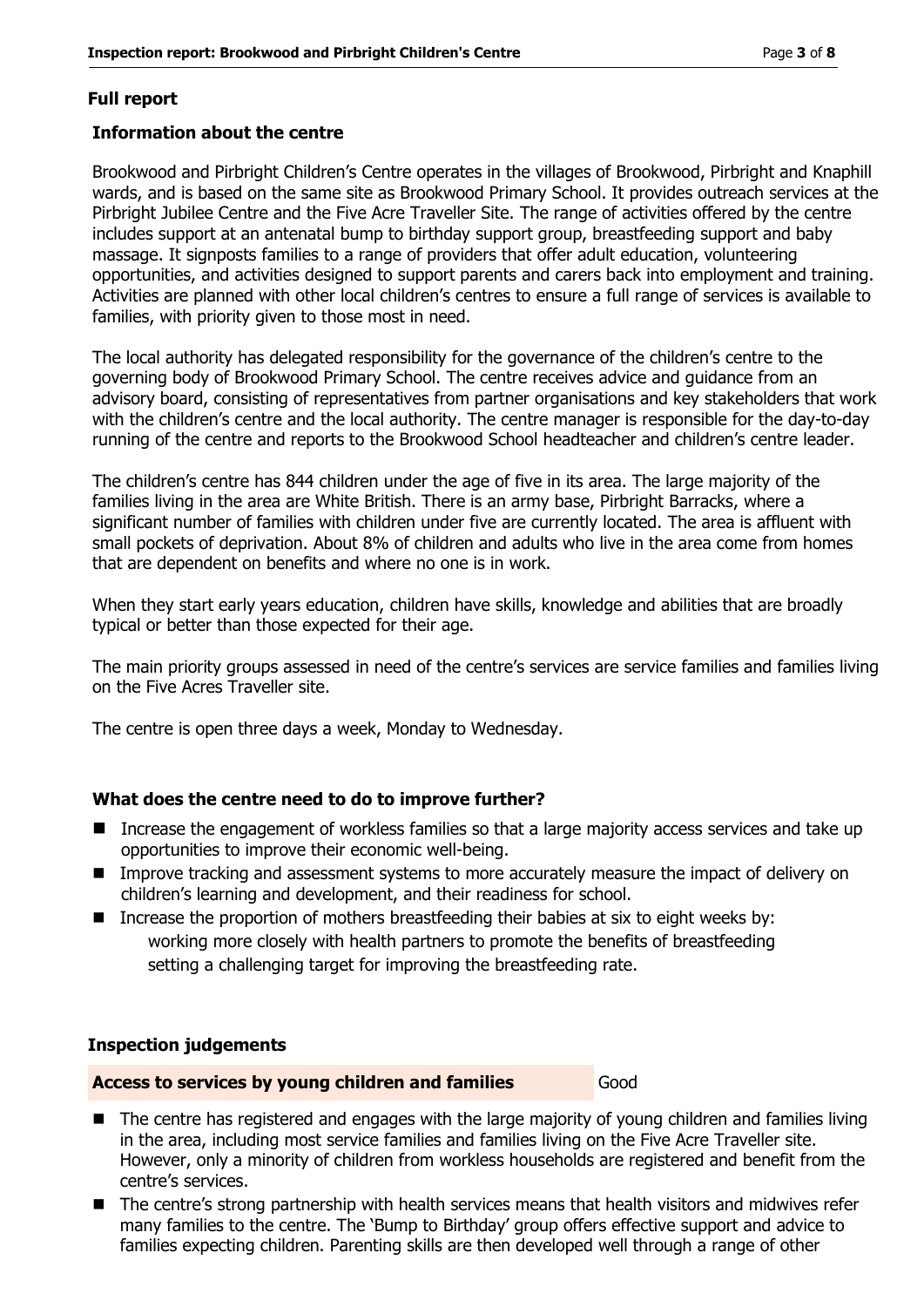## Full report

### Information about the centre

Brookwood and Pirbright Children's Centre operates in the villages of Brookwood, Pirbright and Knaphill wards, and is based on the same site as Brookwood Primary School. It provides outreach services at the Pirbright Jubilee Centre and the Five Acre Traveller Site. The range of activities offered by the centre includes support at an antenatal bump to birthday support group, breastfeeding support and baby massage. It signposts families to a range of providers that offer adult education, volunteering opportunities, and activities designed to support parents and carers back into employment and training. Activities are planned with other local children's centres to ensure a full range of services is available to families, with priority given to those most in need.

The local authority has delegated responsibility for the governance of the children's centre to the governing body of Brookwood Primary School. The centre receives advice and guidance from an advisory board, consisting of representatives from partner organisations and key stakeholders that work with the children's centre and the local authority. The centre manager is responsible for the day-to-day running of the centre and reports to the Brookwood School headteacher and children's centre leader.

The children's centre has 844 children under the age of five in its area. The large majority of the families living in the area are White British. There is an army base, Pirbright Barracks, where a significant number of families with children under five are currently located. The area is affluent with small pockets of deprivation. About 8% of children and adults who live in the area come from homes that are dependent on benefits and where no one is in work.

When they start early years education, children have skills, knowledge and abilities that are broadly typical or better than those expected for their age.

The main priority groups assessed in need of the centre's services are service families and families living on the Five Acres Traveller site.

The centre is open three days a week, Monday to Wednesday.

### What does the centre need to do to improve further?

- Increase the engagement of workless families so that a large majority access services and take up opportunities to improve their economic well-being.
- Improve tracking and assessment systems to more accurately measure the impact of delivery on children's learning and development, and their readiness for school.
- Increase the proportion of mothers breastfeeding their babies at six to eight weeks by:
  - working more closely with health partners to promote the benefits of breastfeeding
  - setting a challenging target for improving the breastfeeding rate.

### Inspection judgements

**Access to services by young children and families** — Good

- The centre has registered and engages with the large majority of young children and families living in the area, including most service families and families living on the Five Acre Traveller site. However, only a minority of children from workless households are registered and benefit from the centre's services.
- The centre's strong partnership with health services means that health visitors and midwives refer many families to the centre. The 'Bump to Birthday' group offers effective support and advice to families expecting children. Parenting skills are then developed well through a range of other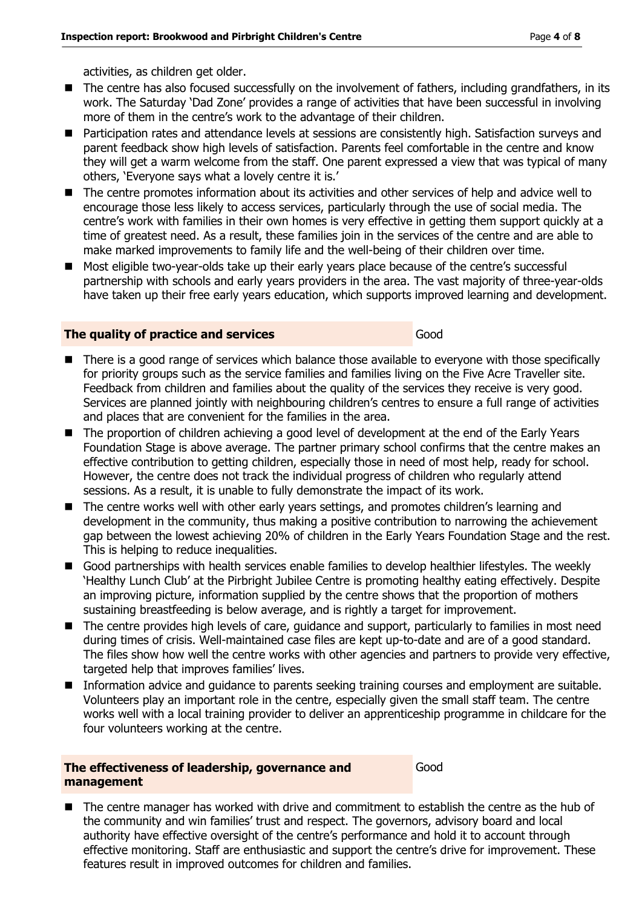activities, as children get older.

- The centre has also focused successfully on the involvement of fathers, including grandfathers, in its work. The Saturday 'Dad Zone' provides a range of activities that have been successful in involving more of them in the centre's work to the advantage of their children.
- Participation rates and attendance levels at sessions are consistently high. Satisfaction surveys and parent feedback show high levels of satisfaction. Parents feel comfortable in the centre and know they will get a warm welcome from the staff. One parent expressed a view that was typical of many others, 'Everyone says what a lovely centre it is.'
- The centre promotes information about its activities and other services of help and advice well to encourage those less likely to access services, particularly through the use of social media. The centre's work with families in their own homes is very effective in getting them support quickly at a time of greatest need. As a result, these families join in the services of the centre and are able to make marked improvements to family life and the well-being of their children over time.
- Most eligible two-year-olds take up their early years place because of the centre's successful partnership with schools and early years providers in the area. The vast majority of three-year-olds have taken up their free early years education, which supports improved learning and development.

**The quality of practice and services** — Good

- There is a good range of services which balance those available to everyone with those specifically for priority groups such as the service families and families living on the Five Acre Traveller site. Feedback from children and families about the quality of the services they receive is very good. Services are planned jointly with neighbouring children's centres to ensure a full range of activities and places that are convenient for the families in the area.
- The proportion of children achieving a good level of development at the end of the Early Years Foundation Stage is above average. The partner primary school confirms that the centre makes an effective contribution to getting children, especially those in need of most help, ready for school. However, the centre does not track the individual progress of children who regularly attend sessions. As a result, it is unable to fully demonstrate the impact of its work.
- The centre works well with other early years settings, and promotes children's learning and development in the community, thus making a positive contribution to narrowing the achievement gap between the lowest achieving 20% of children in the Early Years Foundation Stage and the rest. This is helping to reduce inequalities.
- Good partnerships with health services enable families to develop healthier lifestyles. The weekly 'Healthy Lunch Club' at the Pirbright Jubilee Centre is promoting healthy eating effectively. Despite an improving picture, information supplied by the centre shows that the proportion of mothers sustaining breastfeeding is below average, and is rightly a target for improvement.
- The centre provides high levels of care, guidance and support, particularly to families in most need during times of crisis. Well-maintained case files are kept up-to-date and are of a good standard. The files show how well the centre works with other agencies and partners to provide very effective, targeted help that improves families' lives.
- Information advice and guidance to parents seeking training courses and employment are suitable. Volunteers play an important role in the centre, especially given the small staff team. The centre works well with a local training provider to deliver an apprenticeship programme in childcare for the four volunteers working at the centre.

**The effectiveness of leadership, governance and management** — Good

- The centre manager has worked with drive and commitment to establish the centre as the hub of the community and win families' trust and respect. The governors, advisory board and local authority have effective oversight of the centre's performance and hold it to account through effective monitoring. Staff are enthusiastic and support the centre's drive for improvement. These features result in improved outcomes for children and families.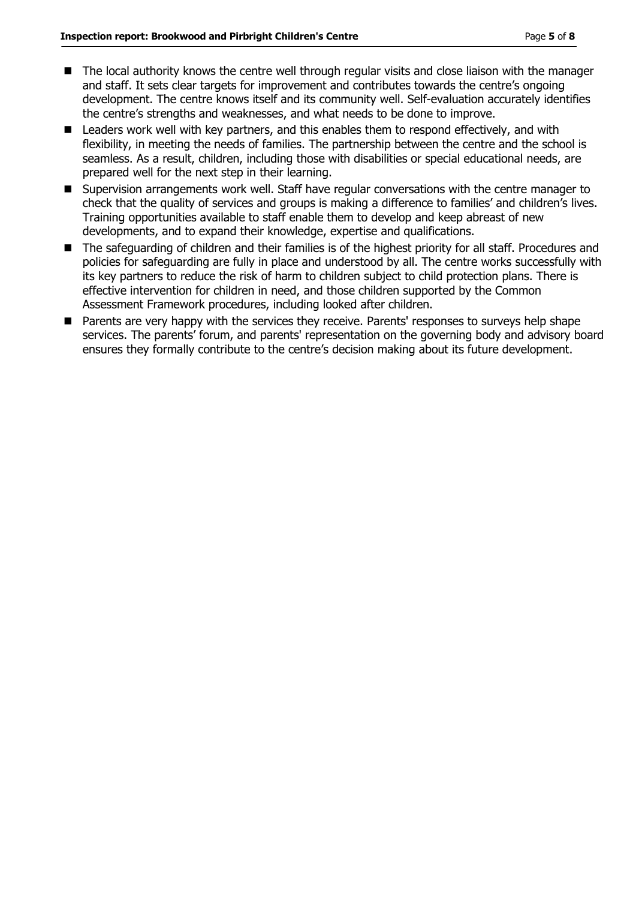- The local authority knows the centre well through regular visits and close liaison with the manager and staff. It sets clear targets for improvement and contributes towards the centre's ongoing development. The centre knows itself and its community well. Self-evaluation accurately identifies the centre's strengths and weaknesses, and what needs to be done to improve.
- Leaders work well with key partners, and this enables them to respond effectively, and with flexibility, in meeting the needs of families. The partnership between the centre and the school is seamless. As a result, children, including those with disabilities or special educational needs, are prepared well for the next step in their learning.
- Supervision arrangements work well. Staff have regular conversations with the centre manager to check that the quality of services and groups is making a difference to families' and children's lives. Training opportunities available to staff enable them to develop and keep abreast of new developments, and to expand their knowledge, expertise and qualifications.
- The safeguarding of children and their families is of the highest priority for all staff. Procedures and policies for safeguarding are fully in place and understood by all. The centre works successfully with its key partners to reduce the risk of harm to children subject to child protection plans. There is effective intervention for children in need, and those children supported by the Common Assessment Framework procedures, including looked after children.
- Parents are very happy with the services they receive. Parents' responses to surveys help shape services. The parents' forum, and parents' representation on the governing body and advisory board ensures they formally contribute to the centre's decision making about its future development.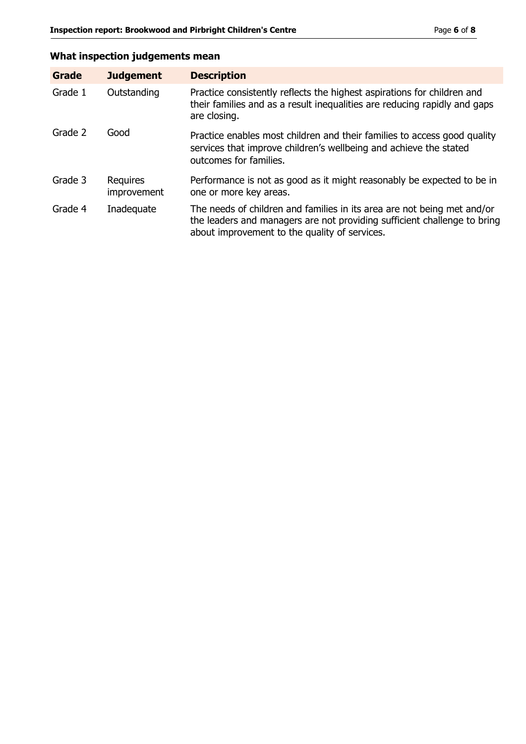## What inspection judgements mean

| Grade | Judgement | Description |
|---|---|---|
| Grade 1 | Outstanding | Practice consistently reflects the highest aspirations for children and their families and as a result inequalities are reducing rapidly and gaps are closing. |
| Grade 2 | Good | Practice enables most children and their families to access good quality services that improve children's wellbeing and achieve the stated outcomes for families. |
| Grade 3 | Requires improvement | Performance is not as good as it might reasonably be expected to be in one or more key areas. |
| Grade 4 | Inadequate | The needs of children and families in its area are not being met and/or the leaders and managers are not providing sufficient challenge to bring about improvement to the quality of services. |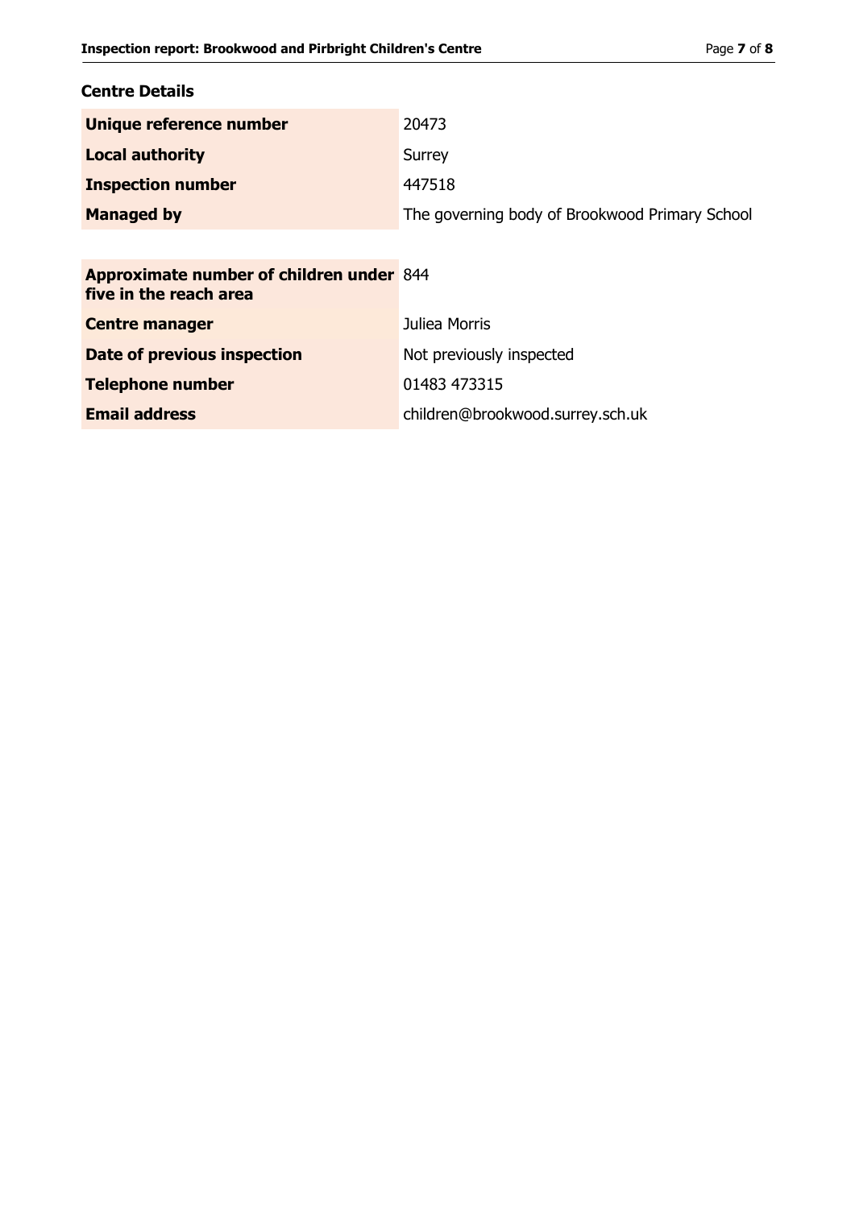## Centre Details

| | |
|---|---|
| **Unique reference number** | 20473 |
| **Local authority** | Surrey |
| **Inspection number** | 447518 |
| **Managed by** | The governing body of Brookwood Primary School |

| | |
|---|---|
| **Approximate number of children under five in the reach area** | 844 |
| **Centre manager** | Juliea Morris |
| **Date of previous inspection** | Not previously inspected |
| **Telephone number** | 01483 473315 |
| **Email address** | children@brookwood.surrey.sch.uk |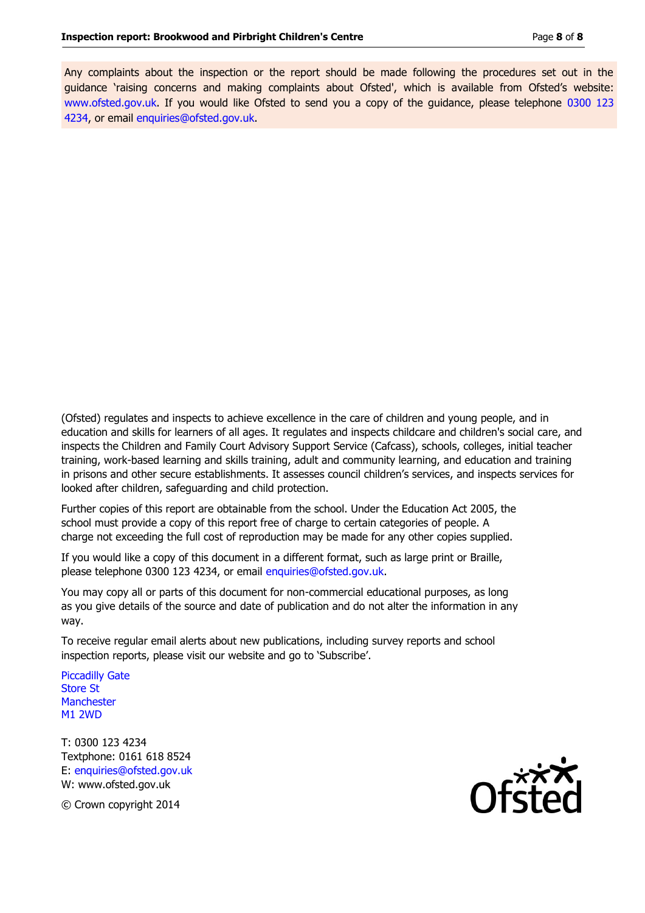Any complaints about the inspection or the report should be made following the procedures set out in the guidance 'raising concerns and making complaints about Ofsted', which is available from Ofsted's website: www.ofsted.gov.uk. If you would like Ofsted to send you a copy of the guidance, please telephone 0300 123 4234, or email enquiries@ofsted.gov.uk.

(Ofsted) regulates and inspects to achieve excellence in the care of children and young people, and in education and skills for learners of all ages. It regulates and inspects childcare and children's social care, and inspects the Children and Family Court Advisory Support Service (Cafcass), schools, colleges, initial teacher training, work-based learning and skills training, adult and community learning, and education and training in prisons and other secure establishments. It assesses council children's services, and inspects services for looked after children, safeguarding and child protection.

Further copies of this report are obtainable from the school. Under the Education Act 2005, the school must provide a copy of this report free of charge to certain categories of people. A charge not exceeding the full cost of reproduction may be made for any other copies supplied.

If you would like a copy of this document in a different format, such as large print or Braille, please telephone 0300 123 4234, or email enquiries@ofsted.gov.uk.

You may copy all or parts of this document for non-commercial educational purposes, as long as you give details of the source and date of publication and do not alter the information in any way.

To receive regular email alerts about new publications, including survey reports and school inspection reports, please visit our website and go to 'Subscribe'.

Piccadilly Gate
Store St
Manchester
M1 2WD

T: 0300 123 4234
Textphone: 0161 618 8524
E: enquiries@ofsted.gov.uk
W: www.ofsted.gov.uk

© Crown copyright 2014

Ofsted